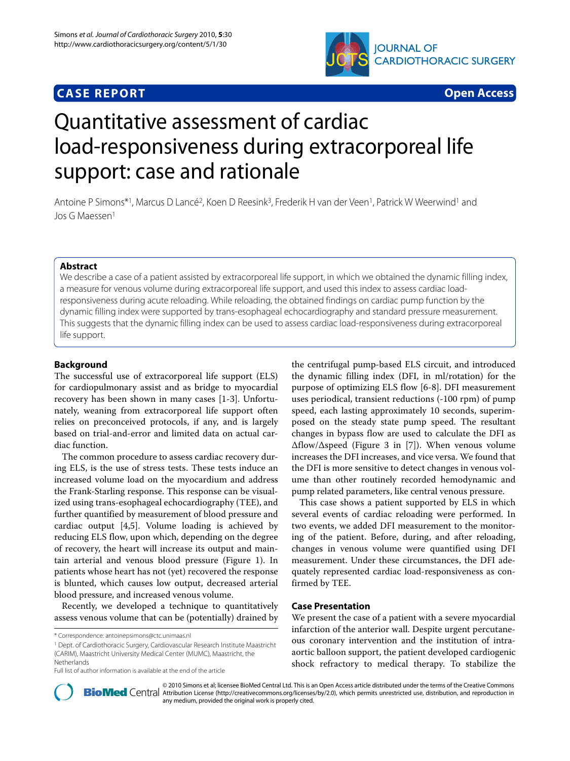CASE REPORT | Open Access

# Quantitative assessment of cardiac load-responsiveness during extracorporeal life support: case and rationale

Antoine P Simons*[1], Marcus D Lancé[2], Koen D Reesink[3], Frederik H van der Veen[1], Patrick W Weerwind[1] and Jos G Maessen[1]

## Abstract

We describe a case of a patient assisted by extracorporeal life support, in which we obtained the dynamic filling index, a measure for venous volume during extracorporeal life support, and used this index to assess cardiac load-responsiveness during acute reloading. While reloading, the obtained findings on cardiac pump function by the dynamic filling index were supported by trans-esophageal echocardiography and standard pressure measurement. This suggests that the dynamic filling index can be used to assess cardiac load-responsiveness during extracorporeal life support.

## Background

The successful use of extracorporeal life support (ELS) for cardiopulmonary assist and as bridge to myocardial recovery has been shown in many cases [1-3]. Unfortunately, weaning from extracorporeal life support often relies on preconceived protocols, if any, and is largely based on trial-and-error and limited data on actual cardiac function.

The common procedure to assess cardiac recovery during ELS, is the use of stress tests. These tests induce an increased volume load on the myocardium and address the Frank-Starling response. This response can be visualized using trans-esophageal echocardiography (TEE), and further quantified by measurement of blood pressure and cardiac output [4,5]. Volume loading is achieved by reducing ELS flow, upon which, depending on the degree of recovery, the heart will increase its output and maintain arterial and venous blood pressure (Figure 1). In patients whose heart has not (yet) recovered the response is blunted, which causes low output, decreased arterial blood pressure, and increased venous volume.

Recently, we developed a technique to quantitatively assess venous volume that can be (potentially) drained by the centrifugal pump-based ELS circuit, and introduced the dynamic filling index (DFI, in ml/rotation) for the purpose of optimizing ELS flow [6-8]. DFI measurement uses periodical, transient reductions (-100 rpm) of pump speed, each lasting approximately 10 seconds, superimposed on the steady state pump speed. The resultant changes in bypass flow are used to calculate the DFI as $\Delta$flow/$\Delta$speed (Figure 3 in [7]). When venous volume increases the DFI increases, and vice versa. We found that the DFI is more sensitive to detect changes in venous volume than other routinely recorded hemodynamic and pump related parameters, like central venous pressure.

This case shows a patient supported by ELS in which several events of cardiac reloading were performed. In two events, we added DFI measurement to the monitoring of the patient. Before, during, and after reloading, changes in venous volume were quantified using DFI measurement. Under these circumstances, the DFI adequately represented cardiac load-responsiveness as confirmed by TEE.

## Case Presentation

We present the case of a patient with a severe myocardial infarction of the anterior wall. Despite urgent percutaneous coronary intervention and the institution of intra-aortic balloon support, the patient developed cardiogenic shock refractory to medical therapy. To stabilize the

\* Correspondence: antoinepsimons@ctc.unimaas.nl

[1] Dept. of Cardiothoracic Surgery, Cardiovascular Research Institute Maastricht (CARIM), Maastricht University Medical Center (MUMC), Maastricht, the Netherlands

Full list of author information is available at the end of the article

© 2010 Simons et al; licensee BioMed Central Ltd. This is an Open Access article distributed under the terms of the Creative Commons Attribution License (http://creativecommons.org/licenses/by/2.0), which permits unrestricted use, distribution, and reproduction in any medium, provided the original work is properly cited.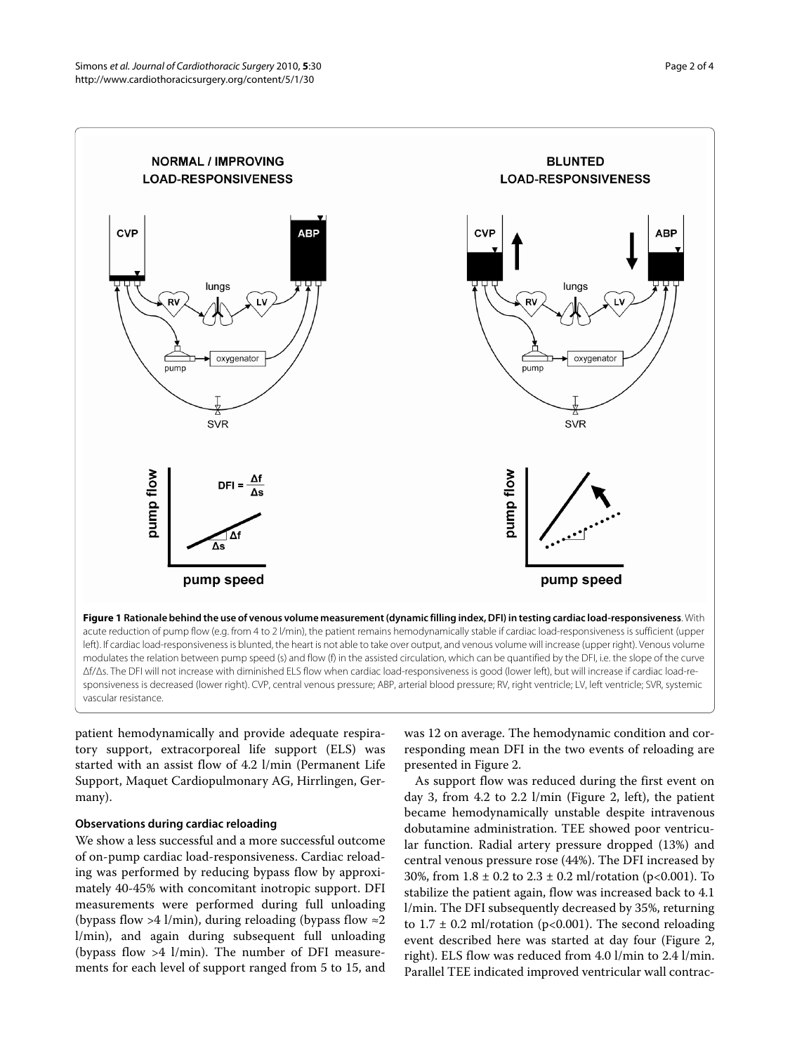NORMAL / IMPROVING
LOAD-RESPONSIVENESS

BLUNTED
LOAD-RESPONSIVENESS

CVP

ABP

lungs

RV

LV

pump

oxygenator

SVR

pump flow

$DFI = \frac{\Delta f}{\Delta s}$

Δf

Δs

pump speed

**Figure 1 Rationale behind the use of venous volume measurement (dynamic filling index, DFI) in testing cardiac load-responsiveness**. With acute reduction of pump flow (e.g. from 4 to 2 l/min), the patient remains hemodynamically stable if cardiac load-responsiveness is sufficient (upper left). If cardiac load-responsiveness is blunted, the heart is not able to take over output, and venous volume will increase (upper right). Venous volume modulates the relation between pump speed (s) and flow (f) in the assisted circulation, which can be quantified by the DFI, i.e. the slope of the curve $\Delta f/\Delta s$. The DFI will not increase with diminished ELS flow when cardiac load-responsiveness is good (lower left), but will increase if cardiac load-responsiveness is decreased (lower right). CVP, central venous pressure; ABP, arterial blood pressure; RV, right ventricle; LV, left ventricle; SVR, systemic vascular resistance.

patient hemodynamically and provide adequate respiratory support, extracorporeal life support (ELS) was started with an assist flow of 4.2 l/min (Permanent Life Support, Maquet Cardiopulmonary AG, Hirrlingen, Germany).

### Observations during cardiac reloading

We show a less successful and a more successful outcome of on-pump cardiac load-responsiveness. Cardiac reloading was performed by reducing bypass flow by approximately 40-45% with concomitant inotropic support. DFI measurements were performed during full unloading (bypass flow >4 l/min), during reloading (bypass flow ≈2 l/min), and again during subsequent full unloading (bypass flow >4 l/min). The number of DFI measurements for each level of support ranged from 5 to 15, and was 12 on average. The hemodynamic condition and corresponding mean DFI in the two events of reloading are presented in Figure 2.

As support flow was reduced during the first event on day 3, from 4.2 to 2.2 l/min (Figure 2, left), the patient became hemodynamically unstable despite intravenous dobutamine administration. TEE showed poor ventricular function. Radial artery pressure dropped (13%) and central venous pressure rose (44%). The DFI increased by 30%, from 1.8 ± 0.2 to 2.3 ± 0.2 ml/rotation ($p<0.001$). To stabilize the patient again, flow was increased back to 4.1 l/min. The DFI subsequently decreased by 35%, returning to 1.7 ± 0.2 ml/rotation ($p<0.001$). The second reloading event described here was started at day four (Figure 2, right). ELS flow was reduced from 4.0 l/min to 2.4 l/min. Parallel TEE indicated improved ventricular wall contrac-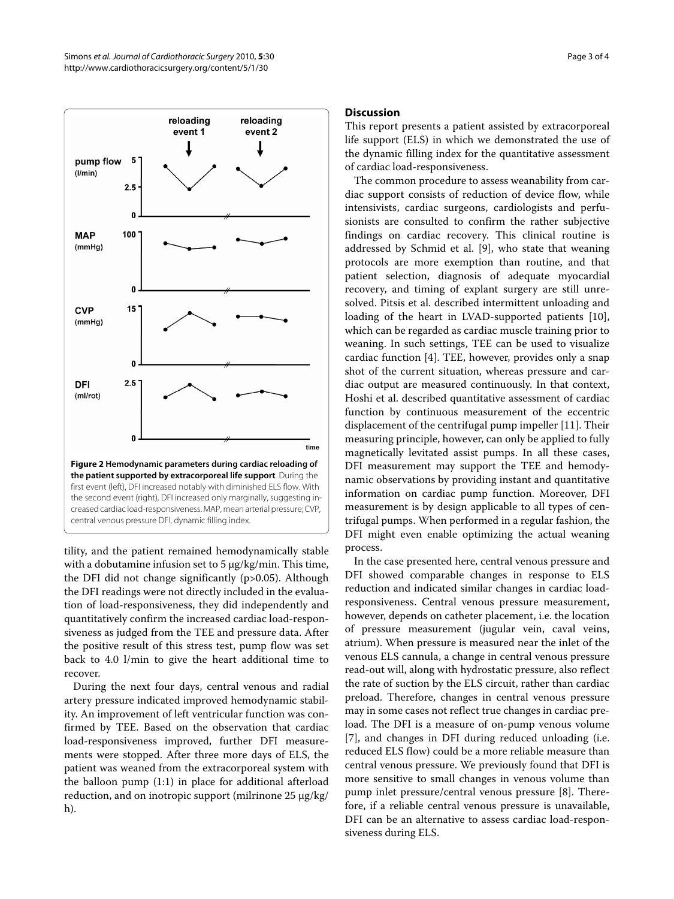reloading event 1

reloading event 2

pump flow (l/min)

5

2.5

0

MAP (mmHg)

100

0

CVP (mmHg)

15

0

DFI (ml/rot)

2.5

0

time

**Figure 2 Hemodynamic parameters during cardiac reloading of the patient supported by extracorporeal life support**. During the first event (left), DFI increased notably with diminished ELS flow. With the second event (right), DFI increased only marginally, suggesting increased cardiac load-responsiveness. MAP, mean arterial pressure; CVP, central venous pressure DFI, dynamic filling index.

tility, and the patient remained hemodynamically stable with a dobutamine infusion set to 5 μg/kg/min. This time, the DFI did not change significantly ($p>0.05$). Although the DFI readings were not directly included in the evaluation of load-responsiveness, they did independently and quantitatively confirm the increased cardiac load-responsiveness as judged from the TEE and pressure data. After the positive result of this stress test, pump flow was set back to 4.0 l/min to give the heart additional time to recover.

During the next four days, central venous and radial artery pressure indicated improved hemodynamic stability. An improvement of left ventricular function was confirmed by TEE. Based on the observation that cardiac load-responsiveness improved, further DFI measurements were stopped. After three more days of ELS, the patient was weaned from the extracorporeal system with the balloon pump (1:1) in place for additional afterload reduction, and on inotropic support (milrinone 25 μg/kg/h).

## Discussion

This report presents a patient assisted by extracorporeal life support (ELS) in which we demonstrated the use of the dynamic filling index for the quantitative assessment of cardiac load-responsiveness.

The common procedure to assess weanability from cardiac support consists of reduction of device flow, while intensivists, cardiac surgeons, cardiologists and perfusionists are consulted to confirm the rather subjective findings on cardiac recovery. This clinical routine is addressed by Schmid et al. [9], who state that weaning protocols are more exemption than routine, and that patient selection, diagnosis of adequate myocardial recovery, and timing of explant surgery are still unresolved. Pitsis et al. described intermittent unloading and loading of the heart in LVAD-supported patients [10], which can be regarded as cardiac muscle training prior to weaning. In such settings, TEE can be used to visualize cardiac function [4]. TEE, however, provides only a snap shot of the current situation, whereas pressure and cardiac output are measured continuously. In that context, Hoshi et al. described quantitative assessment of cardiac function by continuous measurement of the eccentric displacement of the centrifugal pump impeller [11]. Their measuring principle, however, can only be applied to fully magnetically levitated assist pumps. In all these cases, DFI measurement may support the TEE and hemodynamic observations by providing instant and quantitative information on cardiac pump function. Moreover, DFI measurement is by design applicable to all types of centrifugal pumps. When performed in a regular fashion, the DFI might even enable optimizing the actual weaning process.

In the case presented here, central venous pressure and DFI showed comparable changes in response to ELS reduction and indicated similar changes in cardiac load-responsiveness. Central venous pressure measurement, however, depends on catheter placement, i.e. the location of pressure measurement (jugular vein, caval veins, atrium). When pressure is measured near the inlet of the venous ELS cannula, a change in central venous pressure read-out will, along with hydrostatic pressure, also reflect the rate of suction by the ELS circuit, rather than cardiac preload. Therefore, changes in central venous pressure may in some cases not reflect true changes in cardiac preload. The DFI is a measure of on-pump venous volume [7], and changes in DFI during reduced unloading (i.e. reduced ELS flow) could be a more reliable measure than central venous pressure. We previously found that DFI is more sensitive to small changes in venous volume than pump inlet pressure/central venous pressure [8]. Therefore, if a reliable central venous pressure is unavailable, DFI can be an alternative to assess cardiac load-responsiveness during ELS.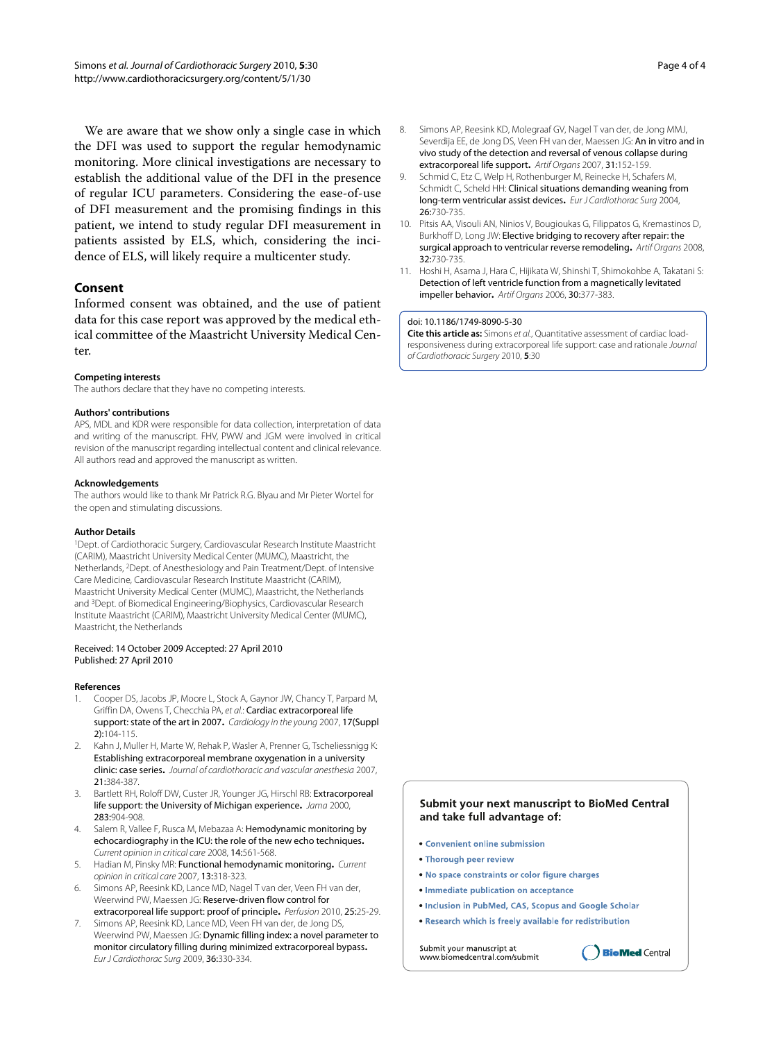We are aware that we show only a single case in which the DFI was used to support the regular hemodynamic monitoring. More clinical investigations are necessary to establish the additional value of the DFI in the presence of regular ICU parameters. Considering the ease-of-use of DFI measurement and the promising findings in this patient, we intend to study regular DFI measurement in patients assisted by ELS, which, considering the incidence of ELS, will likely require a multicenter study.

## Consent

Informed consent was obtained, and the use of patient data for this case report was approved by the medical ethical committee of the Maastricht University Medical Center.

### Competing interests

The authors declare that they have no competing interests.

### Authors' contributions

APS, MDL and KDR were responsible for data collection, interpretation of data and writing of the manuscript. FHV, PWW and JGM were involved in critical revision of the manuscript regarding intellectual content and clinical relevance. All authors read and approved the manuscript as written.

### Acknowledgements

The authors would like to thank Mr Patrick R.G. Blyau and Mr Pieter Wortel for the open and stimulating discussions.

### Author Details

[1]Dept. of Cardiothoracic Surgery, Cardiovascular Research Institute Maastricht (CARIM), Maastricht University Medical Center (MUMC), Maastricht, the Netherlands, [2]Dept. of Anesthesiology and Pain Treatment/Dept. of Intensive Care Medicine, Cardiovascular Research Institute Maastricht (CARIM), Maastricht University Medical Center (MUMC), Maastricht, the Netherlands and [3]Dept. of Biomedical Engineering/Biophysics, Cardiovascular Research Institute Maastricht (CARIM), Maastricht University Medical Center (MUMC), Maastricht, the Netherlands

Received: 14 October 2009 Accepted: 27 April 2010
Published: 27 April 2010

### References

1. Cooper DS, Jacobs JP, Moore L, Stock A, Gaynor JW, Chancy T, Parpard M, Griffin DA, Owens T, Checchia PA, *et al.*: **Cardiac extracorporeal life support: state of the art in 2007.** *Cardiology in the young* 2007, **17(Suppl 2)**:104-115.
2. Kahn J, Muller H, Marte W, Rehak P, Wasler A, Prenner G, Tscheliessnigg K: **Establishing extracorporeal membrane oxygenation in a university clinic: case series.** *Journal of cardiothoracic and vascular anesthesia* 2007, **21**:384-387.
3. Bartlett RH, Roloff DW, Custer JR, Younger JG, Hirschl RB: **Extracorporeal life support: the University of Michigan experience.** *Jama* 2000, **283**:904-908.
4. Salem R, Vallee F, Rusca M, Mebazaa A: **Hemodynamic monitoring by echocardiography in the ICU: the role of the new echo techniques.** *Current opinion in critical care* 2008, **14**:561-568.
5. Hadian M, Pinsky MR: **Functional hemodynamic monitoring.** *Current opinion in critical care* 2007, **13**:318-323.
6. Simons AP, Reesink KD, Lance MD, Nagel T van der, Veen FH van der, Weerwind PW, Maessen JG: **Reserve-driven flow control for extracorporeal life support: proof of principle.** *Perfusion* 2010, **25**:25-29.
7. Simons AP, Reesink KD, Lance MD, Veen FH van der, de Jong DS, Weerwind PW, Maessen JG: **Dynamic filling index: a novel parameter to monitor circulatory filling during minimized extracorporeal bypass.** *Eur J Cardiothorac Surg* 2009, **36**:330-334.
8. Simons AP, Reesink KD, Molegraaf GV, Nagel T van der, de Jong MMJ, Severdija EE, de Jong DS, Veen FH van der, Maessen JG: **An in vitro and in vivo study of the detection and reversal of venous collapse during extracorporeal life support.** *Artif Organs* 2007, **31**:152-159.
9. Schmid C, Etz C, Welp H, Rothenburger M, Reinecke H, Schafers M, Schmidt C, Scheld HH: **Clinical situations demanding weaning from long-term ventricular assist devices.** *Eur J Cardiothorac Surg* 2004, **26**:730-735.
10. Pitsis AA, Visouli AN, Ninios V, Bougioukas G, Filippatos G, Kremastinos D, Burkhoff D, Long JW: **Elective bridging to recovery after repair: the surgical approach to ventricular reverse remodeling.** *Artif Organs* 2008, **32**:730-735.
11. Hoshi H, Asama J, Hara C, Hijikata W, Shinshi T, Shimokohbe A, Takatani S: **Detection of left ventricle function from a magnetically levitated impeller behavior.** *Artif Organs* 2006, **30**:377-383.

doi: 10.1186/1749-8090-5-30
**Cite this article as:** Simons *et al.*, Quantitative assessment of cardiac load-responsiveness during extracorporeal life support: case and rationale *Journal of Cardiothoracic Surgery* 2010, **5**:30